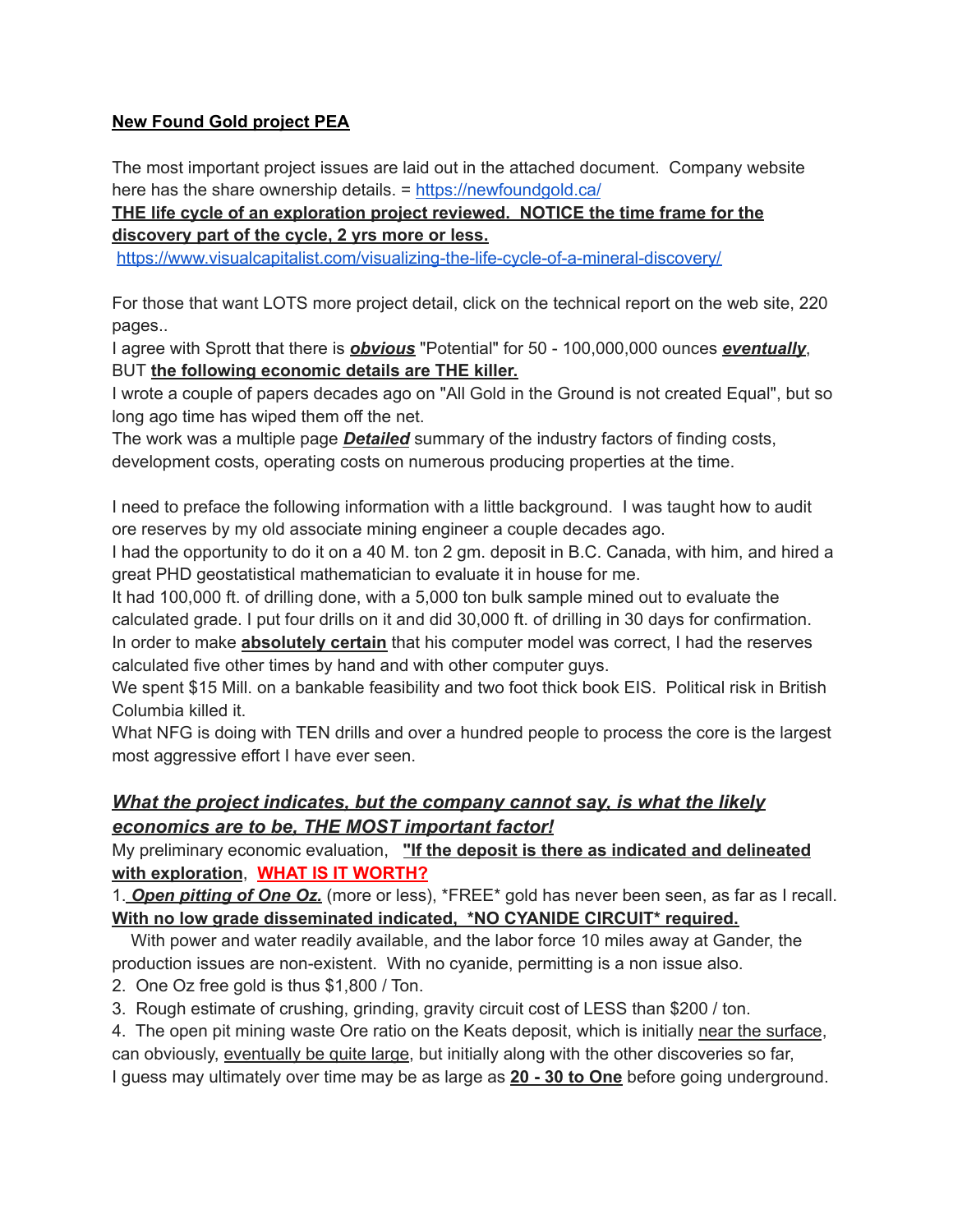**New Found Gold project PEA**

The most important project issues are laid out in the attached document. Company website here has the share ownership details. = https://newfoundgold.ca/

**THE life cycle of an exploration project reviewed. NOTICE the time frame for the discovery part of the cycle, 2 yrs more or less.**

https://www.visualcapitalist.com/visualizing-the-life-cycle-of-a-mineral-discovery/

For those that want LOTS more project detail, click on the technical report on the web site, 220 pages..

I agree with Sprott that there is ***obvious*** "Potential" for 50 - 100,000,000 ounces ***eventually***, BUT **the following economic details are THE killer.**

I wrote a couple of papers decades ago on "All Gold in the Ground is not created Equal", but so long ago time has wiped them off the net.

The work was a multiple page ***Detailed*** summary of the industry factors of finding costs, development costs, operating costs on numerous producing properties at the time.

I need to preface the following information with a little background. I was taught how to audit ore reserves by my old associate mining engineer a couple decades ago.

I had the opportunity to do it on a 40 M. ton 2 gm. deposit in B.C. Canada, with him, and hired a great PHD geostatistical mathematician to evaluate it in house for me.

It had 100,000 ft. of drilling done, with a 5,000 ton bulk sample mined out to evaluate the calculated grade. I put four drills on it and did 30,000 ft. of drilling in 30 days for confirmation.

In order to make **absolutely certain** that his computer model was correct, I had the reserves calculated five other times by hand and with other computer guys.

We spent $15 Mill. on a bankable feasibility and two foot thick book EIS. Political risk in British Columbia killed it.

What NFG is doing with TEN drills and over a hundred people to process the core is the largest most aggressive effort I have ever seen.

***What the project indicates, but the company cannot say, is what the likely economics are to be, THE MOST important factor!***

My preliminary economic evaluation, **"If the deposit is there as indicated and delineated with exploration**, **WHAT IS IT WORTH?**

1. ***Open pitting of One Oz.*** (more or less), *FREE* gold has never been seen, as far as I recall. **With no low grade disseminated indicated, *NO CYANIDE CIRCUIT* required.**

With power and water readily available, and the labor force 10 miles away at Gander, the production issues are non-existent. With no cyanide, permitting is a non issue also.

2. One Oz free gold is thus $1,800 / Ton.
3. Rough estimate of crushing, grinding, gravity circuit cost of LESS than $200 / ton.
4. The open pit mining waste Ore ratio on the Keats deposit, which is initially near the surface, can obviously, eventually be quite large, but initially along with the other discoveries so far, I guess may ultimately over time may be as large as **20 - 30 to One** before going underground.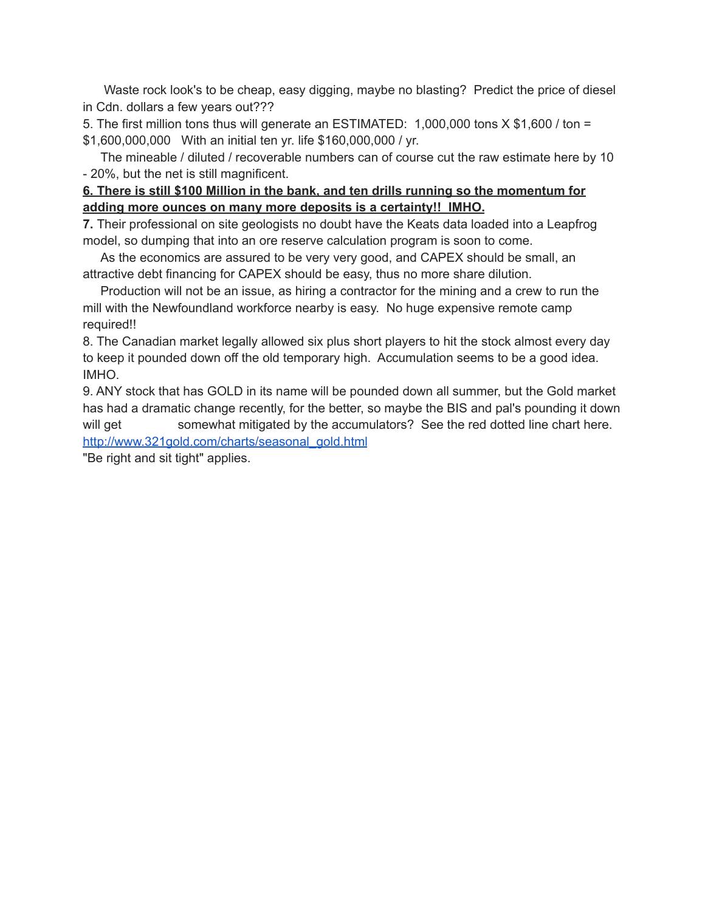Waste rock look's to be cheap, easy digging, maybe no blasting? Predict the price of diesel in Cdn. dollars a few years out???

5. The first million tons thus will generate an ESTIMATED: 1,000,000 tons X $1,600 / ton = $1,600,000,000 With an initial ten yr. life $160,000,000 / yr.

The mineable / diluted / recoverable numbers can of course cut the raw estimate here by 10 - 20%, but the net is still magnificent.

**6. There is still $100 Million in the bank, and ten drills running so the momentum for adding more ounces on many more deposits is a certainty!! IMHO.**

**7.** Their professional on site geologists no doubt have the Keats data loaded into a Leapfrog model, so dumping that into an ore reserve calculation program is soon to come.

As the economics are assured to be very very good, and CAPEX should be small, an attractive debt financing for CAPEX should be easy, thus no more share dilution.

Production will not be an issue, as hiring a contractor for the mining and a crew to run the mill with the Newfoundland workforce nearby is easy. No huge expensive remote camp required!!

8. The Canadian market legally allowed six plus short players to hit the stock almost every day to keep it pounded down off the old temporary high. Accumulation seems to be a good idea. IMHO.

9. ANY stock that has GOLD in its name will be pounded down all summer, but the Gold market has had a dramatic change recently, for the better, so maybe the BIS and pal's pounding it down will get somewhat mitigated by the accumulators? See the red dotted line chart here. http://www.321gold.com/charts/seasonal_gold.html

"Be right and sit tight" applies.